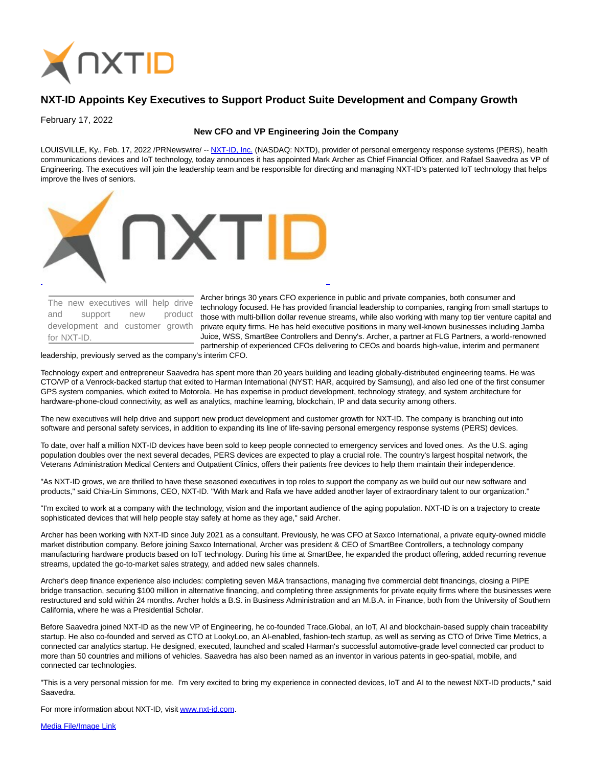# NXT-ID Appoints Key Executives to Support Product Suite Development and Company Growth

February 17, 2022

**New CFO and VP Engineering Join the Company**

LOUISVILLE, Ky., Feb. 17, 2022 /PRNewswire/ -- NXT-ID, Inc. (NASDAQ: NXTD), provider of personal emergency response systems (PERS), health communications devices and IoT technology, today announces it has appointed Mark Archer as Chief Financial Officer, and Rafael Saavedra as VP of Engineering. The executives will join the leadership team and be responsible for directing and managing NXT-ID's patented IoT technology that helps improve the lives of seniors.

> The new executives will help drive and support new product development and customer growth for NXT-ID.

Archer brings 30 years CFO experience in public and private companies, both consumer and technology focused. He has provided financial leadership to companies, ranging from small startups to those with multi-billion dollar revenue streams, while also working with many top tier venture capital and private equity firms. He has held executive positions in many well-known businesses including Jamba Juice, WSS, SmartBee Controllers and Denny's. Archer, a partner at FLG Partners, a world-renowned partnership of experienced CFOs delivering to CEOs and boards high-value, interim and permanent leadership, previously served as the company's interim CFO.

Technology expert and entrepreneur Saavedra has spent more than 20 years building and leading globally-distributed engineering teams. He was CTO/VP of a Venrock-backed startup that exited to Harman International (NYST: HAR, acquired by Samsung), and also led one of the first consumer GPS system companies, which exited to Motorola. He has expertise in product development, technology strategy, and system architecture for hardware-phone-cloud connectivity, as well as analytics, machine learning, blockchain, IP and data security among others.

The new executives will help drive and support new product development and customer growth for NXT-ID. The company is branching out into software and personal safety services, in addition to expanding its line of life-saving personal emergency response systems (PERS) devices.

To date, over half a million NXT-ID devices have been sold to keep people connected to emergency services and loved ones. As the U.S. aging population doubles over the next several decades, PERS devices are expected to play a crucial role. The country's largest hospital network, the Veterans Administration Medical Centers and Outpatient Clinics, offers their patients free devices to help them maintain their independence.

"As NXT-ID grows, we are thrilled to have these seasoned executives in top roles to support the company as we build out our new software and products," said Chia-Lin Simmons, CEO, NXT-ID. "With Mark and Rafa we have added another layer of extraordinary talent to our organization."

"I'm excited to work at a company with the technology, vision and the important audience of the aging population. NXT-ID is on a trajectory to create sophisticated devices that will help people stay safely at home as they age," said Archer.

Archer has been working with NXT-ID since July 2021 as a consultant. Previously, he was CFO at Saxco International, a private equity-owned middle market distribution company. Before joining Saxco International, Archer was president & CEO of SmartBee Controllers, a technology company manufacturing hardware products based on IoT technology. During his time at SmartBee, he expanded the product offering, added recurring revenue streams, updated the go-to-market sales strategy, and added new sales channels.

Archer's deep finance experience also includes: completing seven M&A transactions, managing five commercial debt financings, closing a PIPE bridge transaction, securing $100 million in alternative financing, and completing three assignments for private equity firms where the businesses were restructured and sold within 24 months. Archer holds a B.S. in Business Administration and an M.B.A. in Finance, both from the University of Southern California, where he was a Presidential Scholar.

Before Saavedra joined NXT-ID as the new VP of Engineering, he co-founded Trace.Global, an IoT, AI and blockchain-based supply chain traceability startup. He also co-founded and served as CTO at LookyLoo, an AI-enabled, fashion-tech startup, as well as serving as CTO of Drive Time Metrics, a connected car analytics startup. He designed, executed, launched and scaled Harman's successful automotive-grade level connected car product to more than 50 countries and millions of vehicles. Saavedra has also been named as an inventor in various patents in geo-spatial, mobile, and connected car technologies.

"This is a very personal mission for me. I'm very excited to bring my experience in connected devices, IoT and AI to the newest NXT-ID products," said Saavedra.

For more information about NXT-ID, visit www.nxt-id.com.

Media File/Image Link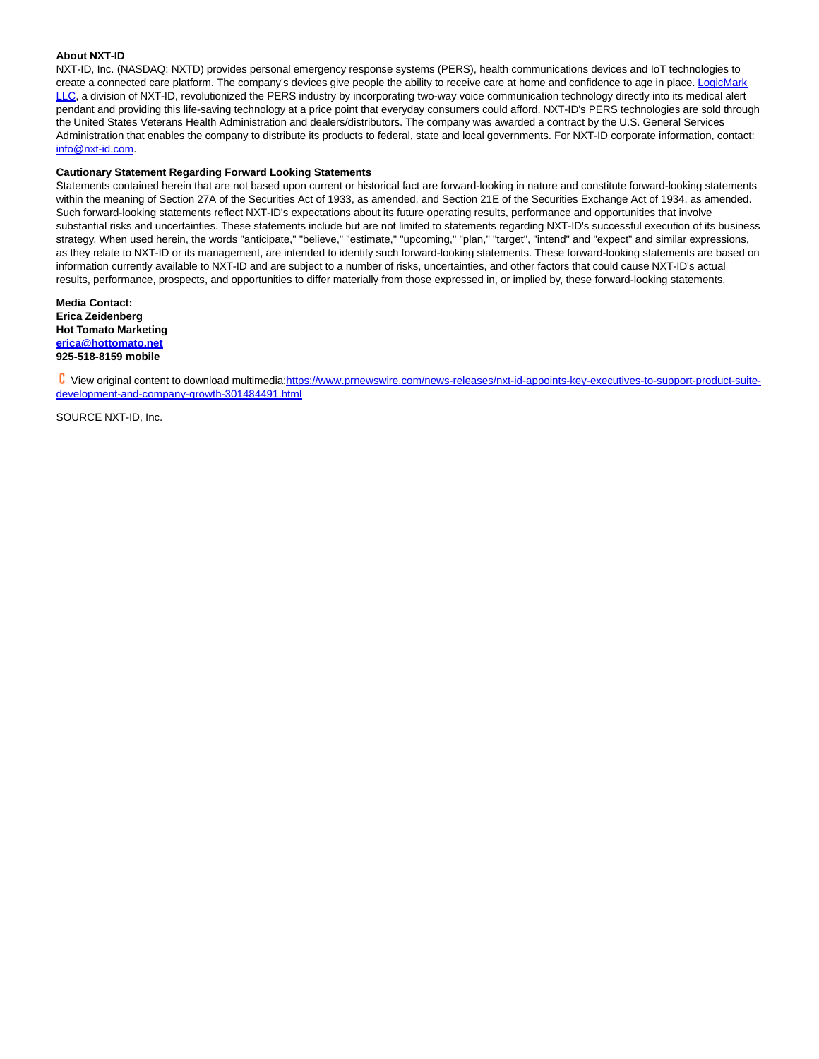**About NXT-ID**
NXT-ID, Inc. (NASDAQ: NXTD) provides personal emergency response systems (PERS), health communications devices and IoT technologies to create a connected care platform. The company's devices give people the ability to receive care at home and confidence to age in place. LogicMark LLC, a division of NXT-ID, revolutionized the PERS industry by incorporating two-way voice communication technology directly into its medical alert pendant and providing this life-saving technology at a price point that everyday consumers could afford. NXT-ID's PERS technologies are sold through the United States Veterans Health Administration and dealers/distributors. The company was awarded a contract by the U.S. General Services Administration that enables the company to distribute its products to federal, state and local governments. For NXT-ID corporate information, contact: info@nxt-id.com.

**Cautionary Statement Regarding Forward Looking Statements**
Statements contained herein that are not based upon current or historical fact are forward-looking in nature and constitute forward-looking statements within the meaning of Section 27A of the Securities Act of 1933, as amended, and Section 21E of the Securities Exchange Act of 1934, as amended. Such forward-looking statements reflect NXT-ID's expectations about its future operating results, performance and opportunities that involve substantial risks and uncertainties. These statements include but are not limited to statements regarding NXT-ID's successful execution of its business strategy. When used herein, the words "anticipate," "believe," "estimate," "upcoming," "plan," "target", "intend" and "expect" and similar expressions, as they relate to NXT-ID or its management, are intended to identify such forward-looking statements. These forward-looking statements are based on information currently available to NXT-ID and are subject to a number of risks, uncertainties, and other factors that could cause NXT-ID's actual results, performance, prospects, and opportunities to differ materially from those expressed in, or implied by, these forward-looking statements.

**Media Contact:**
**Erica Zeidenberg**
**Hot Tomato Marketing**
**erica@hottomato.net**
**925-518-8159 mobile**

View original content to download multimedia:https://www.prnewswire.com/news-releases/nxt-id-appoints-key-executives-to-support-product-suite-development-and-company-growth-301484491.html

SOURCE NXT-ID, Inc.